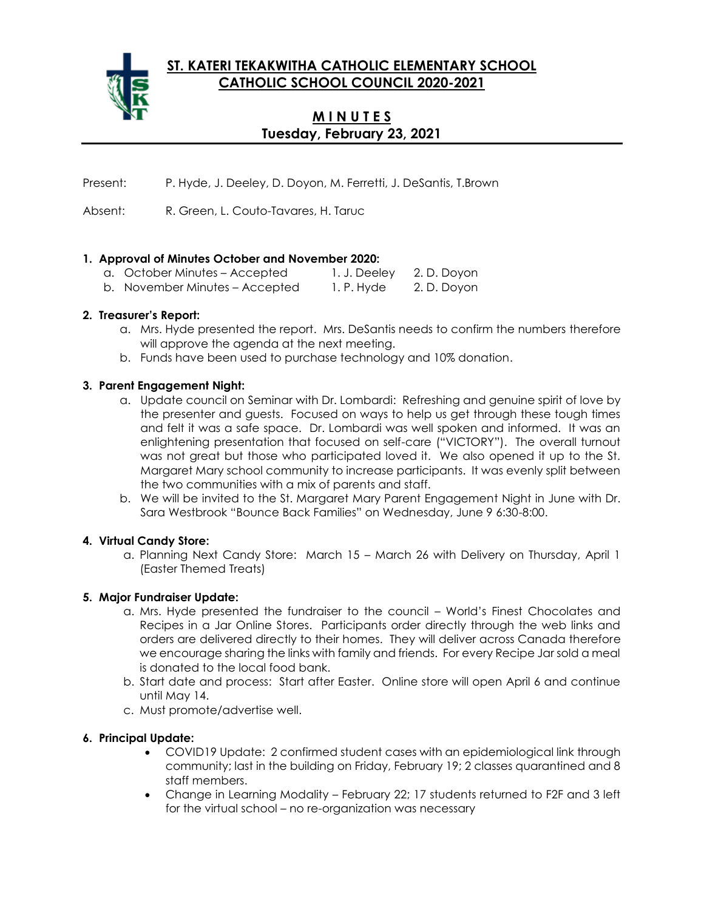# ST. KATERI TEKAKWITHA CATHOLIC ELEMENTARY SCHOOL
# CATHOLIC SCHOOL COUNCIL 2020-2021

## M I N U T E S
## Tuesday, February 23, 2021

Present: P. Hyde, J. Deeley, D. Doyon, M. Ferretti, J. DeSantis, T.Brown

Absent: R. Green, L. Couto-Tavares, H. Taruc

**1. Approval of Minutes October and November 2020:**

a. October Minutes – Accepted 1. J. Deeley 2. D. Doyon
b. November Minutes – Accepted 1. P. Hyde 2. D. Doyon

**2. Treasurer's Report:**

a. Mrs. Hyde presented the report. Mrs. DeSantis needs to confirm the numbers therefore will approve the agenda at the next meeting.
b. Funds have been used to purchase technology and 10% donation.

**3. Parent Engagement Night:**

a. Update council on Seminar with Dr. Lombardi: Refreshing and genuine spirit of love by the presenter and guests. Focused on ways to help us get through these tough times and felt it was a safe space. Dr. Lombardi was well spoken and informed. It was an enlightening presentation that focused on self-care ("VICTORY"). The overall turnout was not great but those who participated loved it. We also opened it up to the St. Margaret Mary school community to increase participants. It was evenly split between the two communities with a mix of parents and staff.
b. We will be invited to the St. Margaret Mary Parent Engagement Night in June with Dr. Sara Westbrook "Bounce Back Families" on Wednesday, June 9 6:30-8:00.

**4. Virtual Candy Store:**

a. Planning Next Candy Store: March 15 – March 26 with Delivery on Thursday, April 1 (Easter Themed Treats)

**5. Major Fundraiser Update:**

a. Mrs. Hyde presented the fundraiser to the council – World's Finest Chocolates and Recipes in a Jar Online Stores. Participants order directly through the web links and orders are delivered directly to their homes. They will deliver across Canada therefore we encourage sharing the links with family and friends. For every Recipe Jar sold a meal is donated to the local food bank.
b. Start date and process: Start after Easter. Online store will open April 6 and continue until May 14.
c. Must promote/advertise well.

**6. Principal Update:**

- COVID19 Update: 2 confirmed student cases with an epidemiological link through community; last in the building on Friday, February 19; 2 classes quarantined and 8 staff members.
- Change in Learning Modality – February 22; 17 students returned to F2F and 3 left for the virtual school – no re-organization was necessary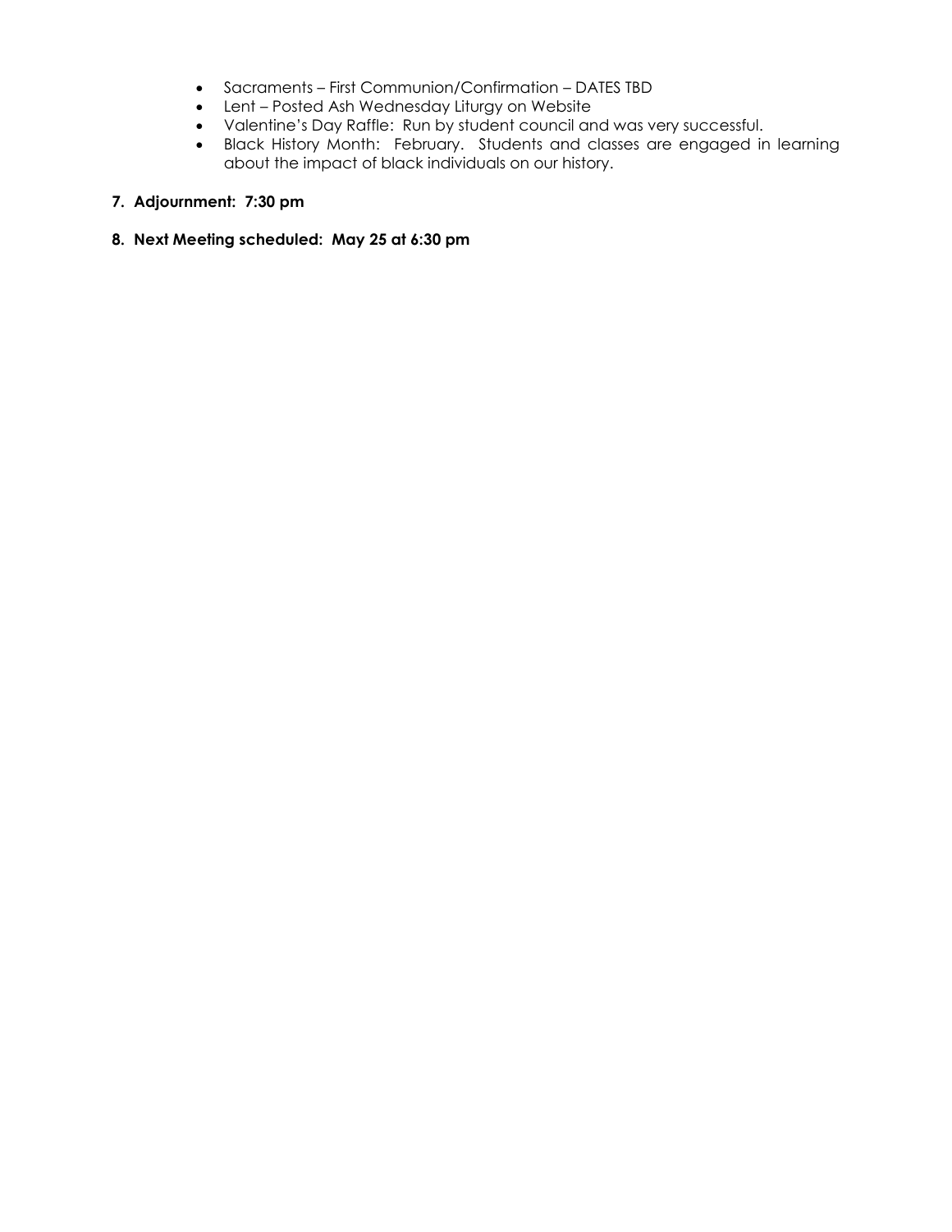- Sacraments – First Communion/Confirmation – DATES TBD
- Lent – Posted Ash Wednesday Liturgy on Website
- Valentine's Day Raffle: Run by student council and was very successful.
- Black History Month: February. Students and classes are engaged in learning about the impact of black individuals on our history.

**7. Adjournment: 7:30 pm**

**8. Next Meeting scheduled: May 25 at 6:30 pm**